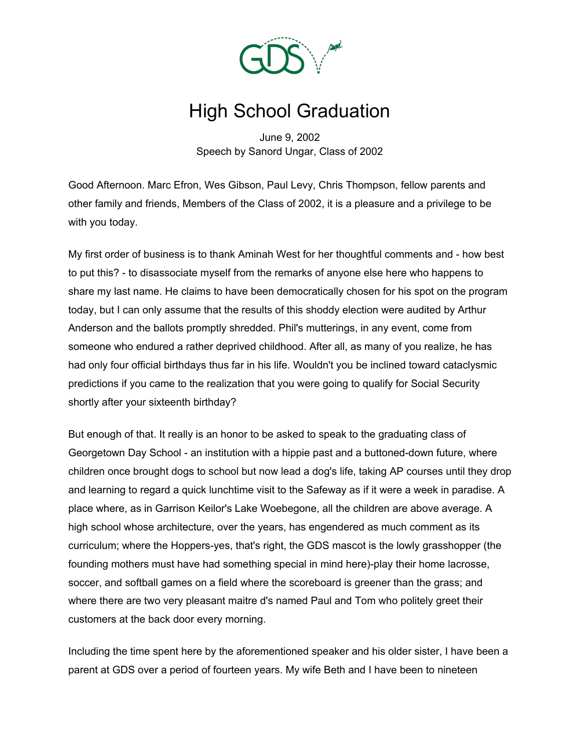# High School Graduation

June 9, 2002
Speech by Sanord Ungar, Class of 2002

Good Afternoon. Marc Efron, Wes Gibson, Paul Levy, Chris Thompson, fellow parents and other family and friends, Members of the Class of 2002, it is a pleasure and a privilege to be with you today.

My first order of business is to thank Aminah West for her thoughtful comments and - how best to put this? - to disassociate myself from the remarks of anyone else here who happens to share my last name. He claims to have been democratically chosen for his spot on the program today, but I can only assume that the results of this shoddy election were audited by Arthur Anderson and the ballots promptly shredded. Phil's mutterings, in any event, come from someone who endured a rather deprived childhood. After all, as many of you realize, he has had only four official birthdays thus far in his life. Wouldn't you be inclined toward cataclysmic predictions if you came to the realization that you were going to qualify for Social Security shortly after your sixteenth birthday?

But enough of that. It really is an honor to be asked to speak to the graduating class of Georgetown Day School - an institution with a hippie past and a buttoned-down future, where children once brought dogs to school but now lead a dog's life, taking AP courses until they drop and learning to regard a quick lunchtime visit to the Safeway as if it were a week in paradise. A place where, as in Garrison Keilor's Lake Woebegone, all the children are above average. A high school whose architecture, over the years, has engendered as much comment as its curriculum; where the Hoppers-yes, that's right, the GDS mascot is the lowly grasshopper (the founding mothers must have had something special in mind here)-play their home lacrosse, soccer, and softball games on a field where the scoreboard is greener than the grass; and where there are two very pleasant maitre d's named Paul and Tom who politely greet their customers at the back door every morning.

Including the time spent here by the aforementioned speaker and his older sister, I have been a parent at GDS over a period of fourteen years. My wife Beth and I have been to nineteen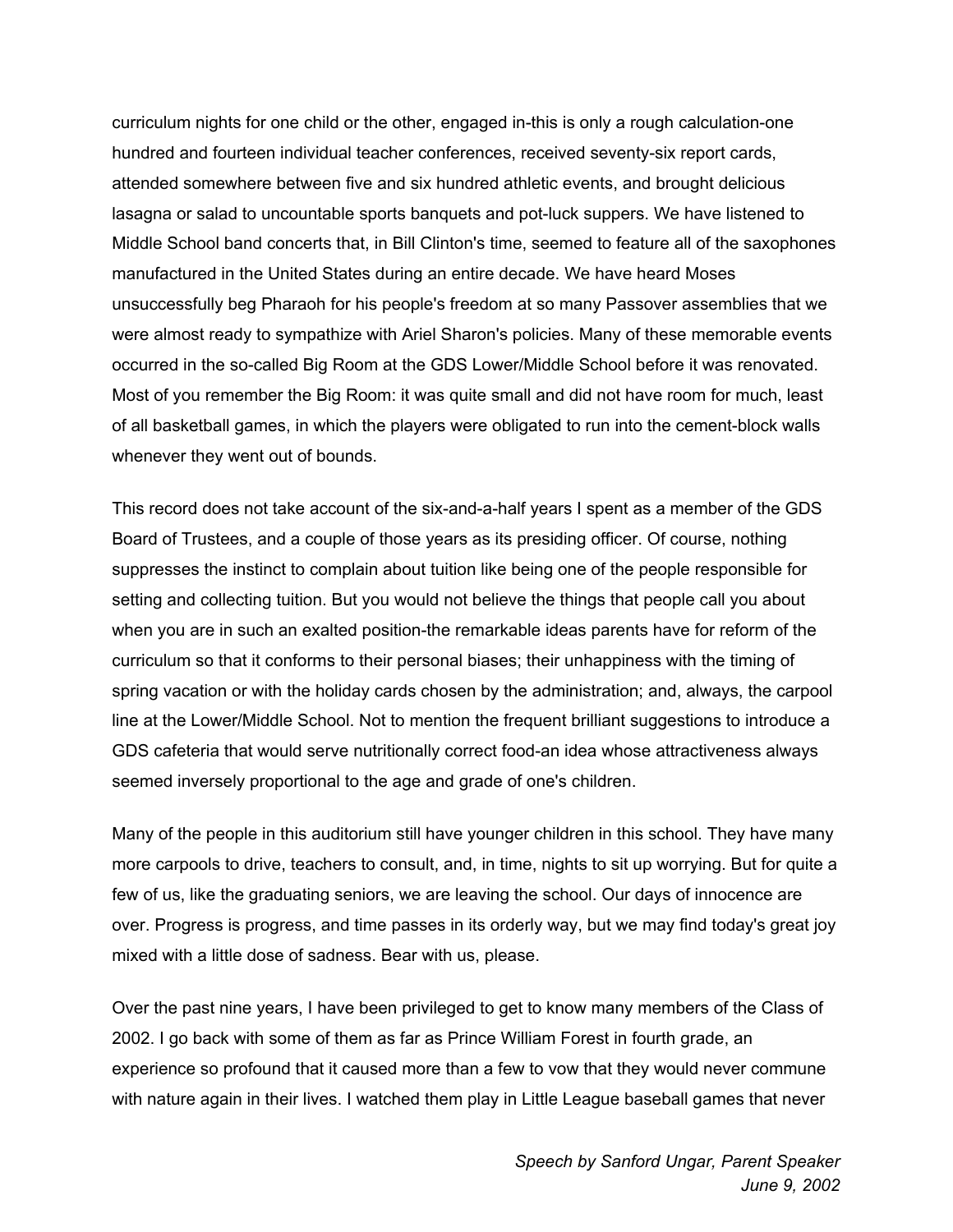curriculum nights for one child or the other, engaged in-this is only a rough calculation-one hundred and fourteen individual teacher conferences, received seventy-six report cards, attended somewhere between five and six hundred athletic events, and brought delicious lasagna or salad to uncountable sports banquets and pot-luck suppers. We have listened to Middle School band concerts that, in Bill Clinton's time, seemed to feature all of the saxophones manufactured in the United States during an entire decade. We have heard Moses unsuccessfully beg Pharaoh for his people's freedom at so many Passover assemblies that we were almost ready to sympathize with Ariel Sharon's policies. Many of these memorable events occurred in the so-called Big Room at the GDS Lower/Middle School before it was renovated. Most of you remember the Big Room: it was quite small and did not have room for much, least of all basketball games, in which the players were obligated to run into the cement-block walls whenever they went out of bounds.

This record does not take account of the six-and-a-half years I spent as a member of the GDS Board of Trustees, and a couple of those years as its presiding officer. Of course, nothing suppresses the instinct to complain about tuition like being one of the people responsible for setting and collecting tuition. But you would not believe the things that people call you about when you are in such an exalted position-the remarkable ideas parents have for reform of the curriculum so that it conforms to their personal biases; their unhappiness with the timing of spring vacation or with the holiday cards chosen by the administration; and, always, the carpool line at the Lower/Middle School. Not to mention the frequent brilliant suggestions to introduce a GDS cafeteria that would serve nutritionally correct food-an idea whose attractiveness always seemed inversely proportional to the age and grade of one's children.

Many of the people in this auditorium still have younger children in this school. They have many more carpools to drive, teachers to consult, and, in time, nights to sit up worrying. But for quite a few of us, like the graduating seniors, we are leaving the school. Our days of innocence are over. Progress is progress, and time passes in its orderly way, but we may find today's great joy mixed with a little dose of sadness. Bear with us, please.

Over the past nine years, I have been privileged to get to know many members of the Class of 2002. I go back with some of them as far as Prince William Forest in fourth grade, an experience so profound that it caused more than a few to vow that they would never commune with nature again in their lives. I watched them play in Little League baseball games that never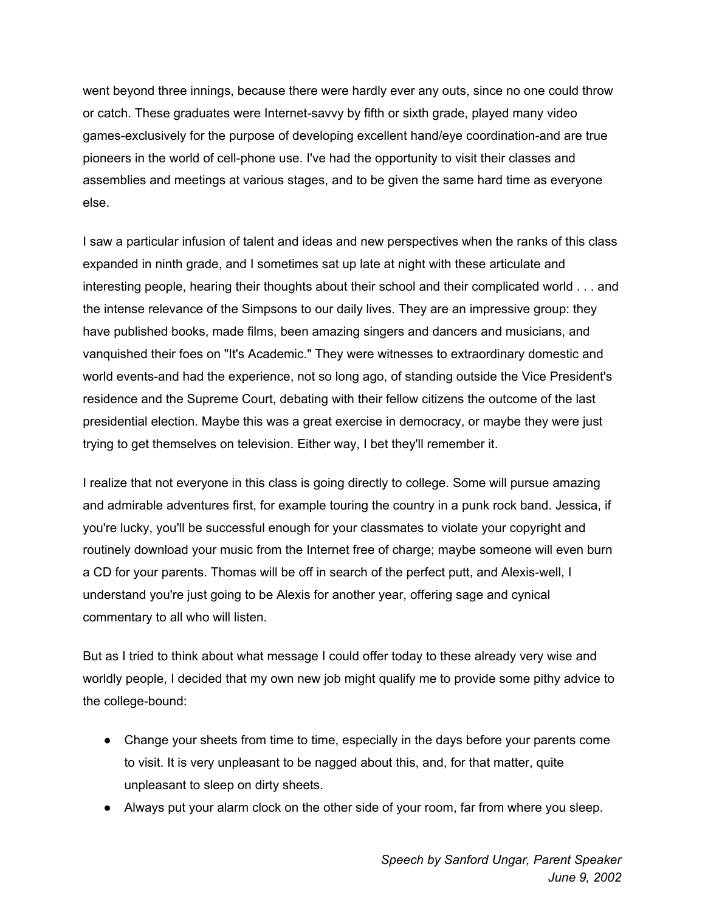went beyond three innings, because there were hardly ever any outs, since no one could throw or catch. These graduates were Internet-savvy by fifth or sixth grade, played many video games-exclusively for the purpose of developing excellent hand/eye coordination-and are true pioneers in the world of cell-phone use. I've had the opportunity to visit their classes and assemblies and meetings at various stages, and to be given the same hard time as everyone else.

I saw a particular infusion of talent and ideas and new perspectives when the ranks of this class expanded in ninth grade, and I sometimes sat up late at night with these articulate and interesting people, hearing their thoughts about their school and their complicated world . . . and the intense relevance of the Simpsons to our daily lives. They are an impressive group: they have published books, made films, been amazing singers and dancers and musicians, and vanquished their foes on "It's Academic." They were witnesses to extraordinary domestic and world events-and had the experience, not so long ago, of standing outside the Vice President's residence and the Supreme Court, debating with their fellow citizens the outcome of the last presidential election. Maybe this was a great exercise in democracy, or maybe they were just trying to get themselves on television. Either way, I bet they'll remember it.

I realize that not everyone in this class is going directly to college. Some will pursue amazing and admirable adventures first, for example touring the country in a punk rock band. Jessica, if you're lucky, you'll be successful enough for your classmates to violate your copyright and routinely download your music from the Internet free of charge; maybe someone will even burn a CD for your parents. Thomas will be off in search of the perfect putt, and Alexis-well, I understand you're just going to be Alexis for another year, offering sage and cynical commentary to all who will listen.

But as I tried to think about what message I could offer today to these already very wise and worldly people, I decided that my own new job might qualify me to provide some pithy advice to the college-bound:

- Change your sheets from time to time, especially in the days before your parents come to visit. It is very unpleasant to be nagged about this, and, for that matter, quite unpleasant to sleep on dirty sheets.
- Always put your alarm clock on the other side of your room, far from where you sleep.

*Speech by Sanford Ungar, Parent Speaker*
*June 9, 2002*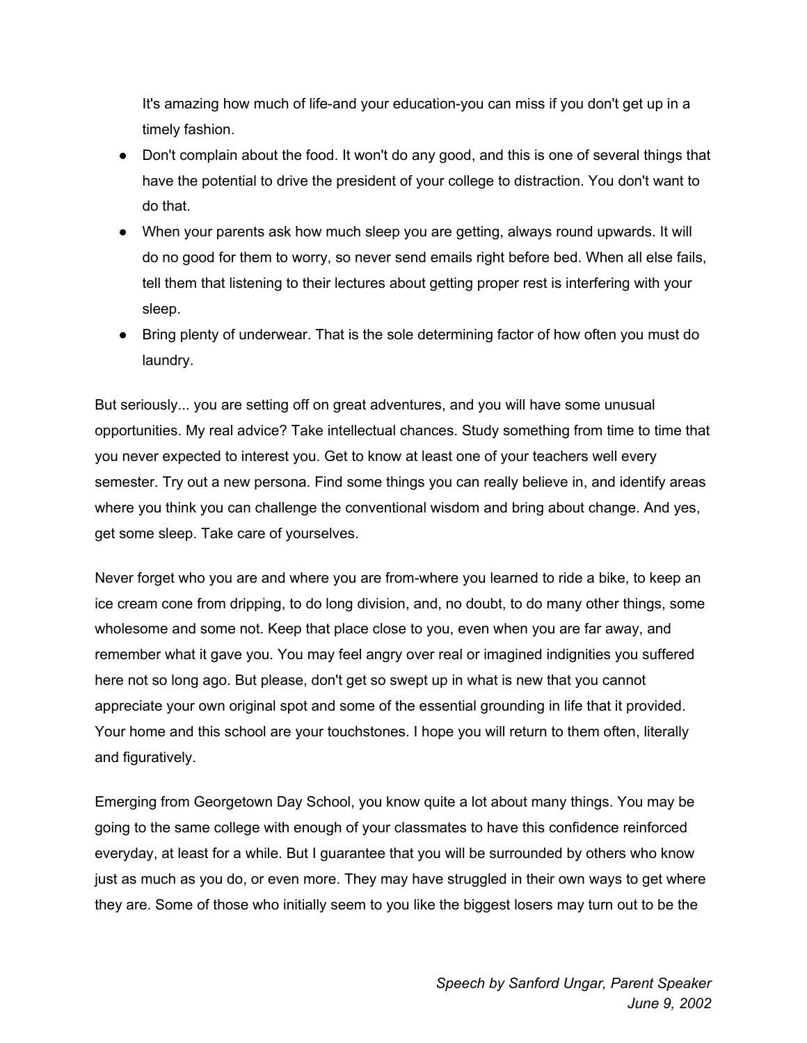It's amazing how much of life-and your education-you can miss if you don't get up in a timely fashion.

- Don't complain about the food. It won't do any good, and this is one of several things that have the potential to drive the president of your college to distraction. You don't want to do that.
- When your parents ask how much sleep you are getting, always round upwards. It will do no good for them to worry, so never send emails right before bed. When all else fails, tell them that listening to their lectures about getting proper rest is interfering with your sleep.
- Bring plenty of underwear. That is the sole determining factor of how often you must do laundry.

But seriously... you are setting off on great adventures, and you will have some unusual opportunities. My real advice? Take intellectual chances. Study something from time to time that you never expected to interest you. Get to know at least one of your teachers well every semester. Try out a new persona. Find some things you can really believe in, and identify areas where you think you can challenge the conventional wisdom and bring about change. And yes, get some sleep. Take care of yourselves.

Never forget who you are and where you are from-where you learned to ride a bike, to keep an ice cream cone from dripping, to do long division, and, no doubt, to do many other things, some wholesome and some not. Keep that place close to you, even when you are far away, and remember what it gave you. You may feel angry over real or imagined indignities you suffered here not so long ago. But please, don't get so swept up in what is new that you cannot appreciate your own original spot and some of the essential grounding in life that it provided. Your home and this school are your touchstones. I hope you will return to them often, literally and figuratively.

Emerging from Georgetown Day School, you know quite a lot about many things. You may be going to the same college with enough of your classmates to have this confidence reinforced everyday, at least for a while. But I guarantee that you will be surrounded by others who know just as much as you do, or even more. They may have struggled in their own ways to get where they are. Some of those who initially seem to you like the biggest losers may turn out to be the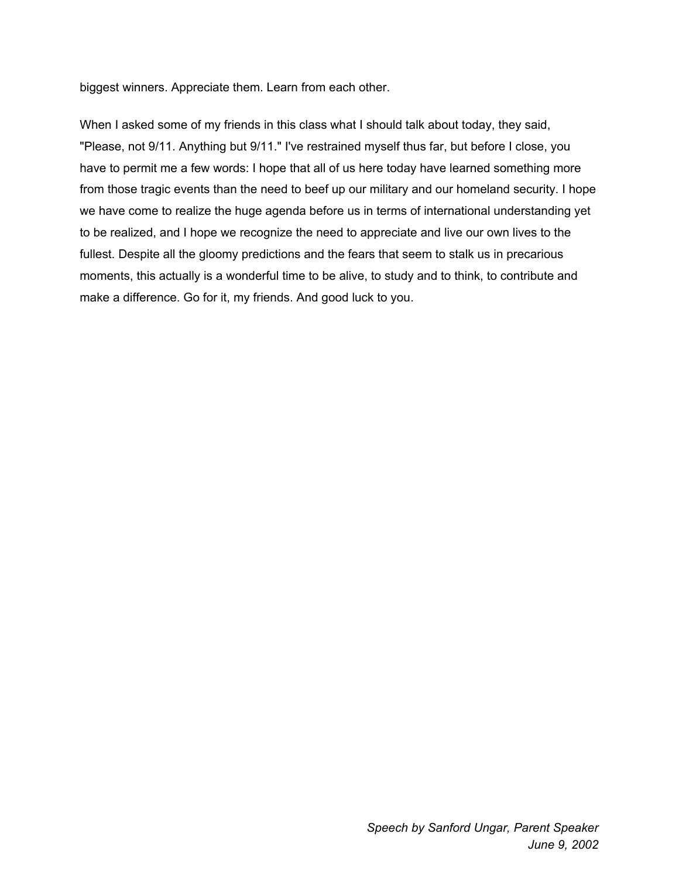biggest winners. Appreciate them. Learn from each other.

When I asked some of my friends in this class what I should talk about today, they said, "Please, not 9/11. Anything but 9/11." I've restrained myself thus far, but before I close, you have to permit me a few words: I hope that all of us here today have learned something more from those tragic events than the need to beef up our military and our homeland security. I hope we have come to realize the huge agenda before us in terms of international understanding yet to be realized, and I hope we recognize the need to appreciate and live our own lives to the fullest. Despite all the gloomy predictions and the fears that seem to stalk us in precarious moments, this actually is a wonderful time to be alive, to study and to think, to contribute and make a difference. Go for it, my friends. And good luck to you.

*Speech by Sanford Ungar, Parent Speaker*
*June 9, 2002*